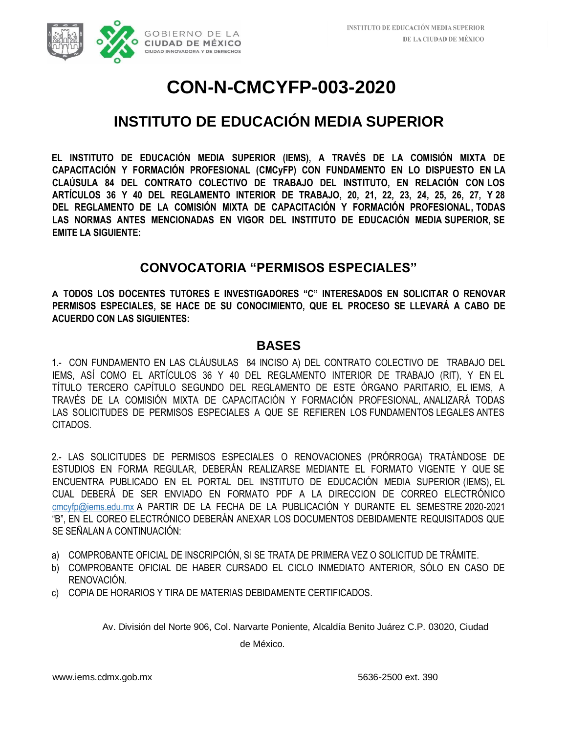# CON-N-CMCYFP-003-2020

## INSTITUTO DE EDUCACIÓN MEDIA SUPERIOR

**EL INSTITUTO DE EDUCACIÓN MEDIA SUPERIOR (IEMS), A TRAVÉS DE LA COMISIÓN MIXTA DE CAPACITACIÓN Y FORMACIÓN PROFESIONAL (CMCyFP) CON FUNDAMENTO EN LO DISPUESTO EN LA CLAÚSULA 84 DEL CONTRATO COLECTIVO DE TRABAJO DEL INSTITUTO, EN RELACIÓN CON LOS ARTÍCULOS 36 Y 40 DEL REGLAMENTO INTERIOR DE TRABAJO, 20, 21, 22, 23, 24, 25, 26, 27, Y 28 DEL REGLAMENTO DE LA COMISIÓN MIXTA DE CAPACITACIÓN Y FORMACIÓN PROFESIONAL, TODAS LAS NORMAS ANTES MENCIONADAS EN VIGOR DEL INSTITUTO DE EDUCACIÓN MEDIA SUPERIOR, SE EMITE LA SIGUIENTE:**

### CONVOCATORIA "PERMISOS ESPECIALES"

**A TODOS LOS DOCENTES TUTORES E INVESTIGADORES "C" INTERESADOS EN SOLICITAR O RENOVAR PERMISOS ESPECIALES, SE HACE DE SU CONOCIMIENTO, QUE EL PROCESO SE LLEVARÁ A CABO DE ACUERDO CON LAS SIGUIENTES:**

### BASES

1.- CON FUNDAMENTO EN LAS CLÁUSULAS 84 INCISO A) DEL CONTRATO COLECTIVO DE TRABAJO DEL IEMS, ASÍ COMO EL ARTÍCULOS 36 Y 40 DEL REGLAMENTO INTERIOR DE TRABAJO (RIT), Y EN EL TÍTULO TERCERO CAPÍTULO SEGUNDO DEL REGLAMENTO DE ESTE ÓRGANO PARITARIO, EL IEMS, A TRAVÉS DE LA COMISIÓN MIXTA DE CAPACITACIÓN Y FORMACIÓN PROFESIONAL, ANALIZARÁ TODAS LAS SOLICITUDES DE PERMISOS ESPECIALES A QUE SE REFIEREN LOS FUNDAMENTOS LEGALES ANTES CITADOS.

2.- LAS SOLICITUDES DE PERMISOS ESPECIALES O RENOVACIONES (PRÓRROGA) TRATÁNDOSE DE ESTUDIOS EN FORMA REGULAR, DEBERÁN REALIZARSE MEDIANTE EL FORMATO VIGENTE Y QUE SE ENCUENTRA PUBLICADO EN EL PORTAL DEL INSTITUTO DE EDUCACIÓN MEDIA SUPERIOR (IEMS), EL CUAL DEBERÁ DE SER ENVIADO EN FORMATO PDF A LA DIRECCION DE CORREO ELECTRÓNICO cmcyfp@iems.edu.mx A PARTIR DE LA FECHA DE LA PUBLICACIÓN Y DURANTE EL SEMESTRE 2020-2021 "B", EN EL COREO ELECTRÓNICO DEBERÁN ANEXAR LOS DOCUMENTOS DEBIDAMENTE REQUISITADOS QUE SE SEÑALAN A CONTINUACIÓN:

a) COMPROBANTE OFICIAL DE INSCRIPCIÓN, SI SE TRATA DE PRIMERA VEZ O SOLICITUD DE TRÁMITE.
b) COMPROBANTE OFICIAL DE HABER CURSADO EL CICLO INMEDIATO ANTERIOR, SÓLO EN CASO DE RENOVACIÓN.
c) COPIA DE HORARIOS Y TIRA DE MATERIAS DEBIDAMENTE CERTIFICADOS.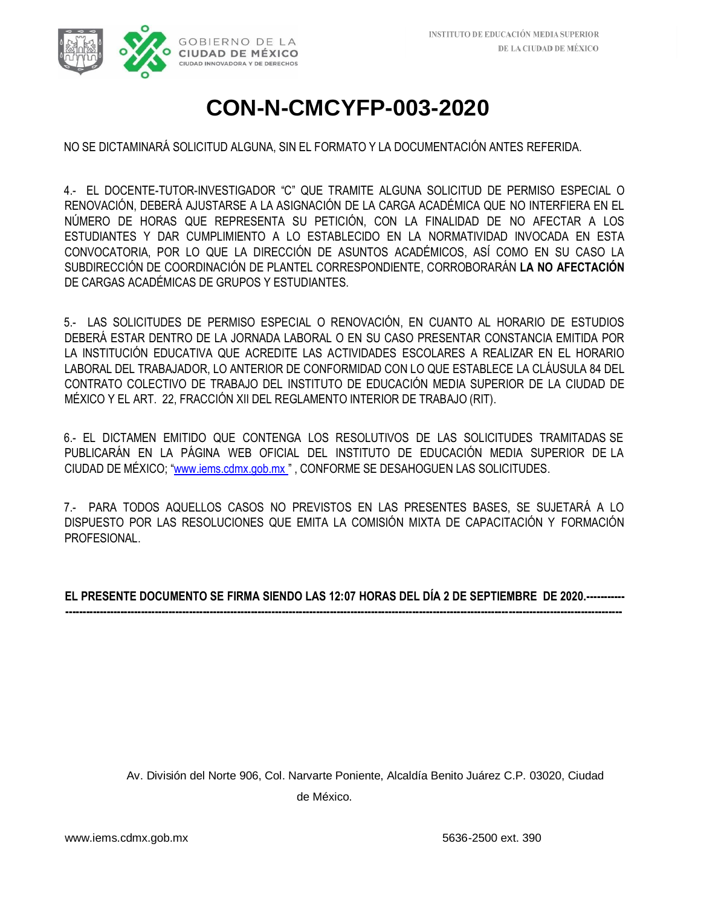# CON-N-CMCYFP-003-2020

NO SE DICTAMINARÁ SOLICITUD ALGUNA, SIN EL FORMATO Y LA DOCUMENTACIÓN ANTES REFERIDA.

4.- EL DOCENTE-TUTOR-INVESTIGADOR “C” QUE TRAMITE ALGUNA SOLICITUD DE PERMISO ESPECIAL O RENOVACIÓN, DEBERÁ AJUSTARSE A LA ASIGNACIÓN DE LA CARGA ACADÉMICA QUE NO INTERFIERA EN EL NÚMERO DE HORAS QUE REPRESENTA SU PETICIÓN, CON LA FINALIDAD DE NO AFECTAR A LOS ESTUDIANTES Y DAR CUMPLIMIENTO A LO ESTABLECIDO EN LA NORMATIVIDAD INVOCADA EN ESTA CONVOCATORIA, POR LO QUE LA DIRECCIÓN DE ASUNTOS ACADÉMICOS, ASÍ COMO EN SU CASO LA SUBDIRECCIÓN DE COORDINACIÓN DE PLANTEL CORRESPONDIENTE, CORROBORARÁN **LA NO AFECTACIÓN** DE CARGAS ACADÉMICAS DE GRUPOS Y ESTUDIANTES.

5.- LAS SOLICITUDES DE PERMISO ESPECIAL O RENOVACIÓN, EN CUANTO AL HORARIO DE ESTUDIOS DEBERÁ ESTAR DENTRO DE LA JORNADA LABORAL O EN SU CASO PRESENTAR CONSTANCIA EMITIDA POR LA INSTITUCIÓN EDUCATIVA QUE ACREDITE LAS ACTIVIDADES ESCOLARES A REALIZAR EN EL HORARIO LABORAL DEL TRABAJADOR, LO ANTERIOR DE CONFORMIDAD CON LO QUE ESTABLECE LA CLÁUSULA 84 DEL CONTRATO COLECTIVO DE TRABAJO DEL INSTITUTO DE EDUCACIÓN MEDIA SUPERIOR DE LA CIUDAD DE MÉXICO Y EL ART. 22, FRACCIÓN XII DEL REGLAMENTO INTERIOR DE TRABAJO (RIT).

6.- EL DICTAMEN EMITIDO QUE CONTENGA LOS RESOLUTIVOS DE LAS SOLICITUDES TRAMITADAS SE PUBLICARÁN EN LA PÁGINA WEB OFICIAL DEL INSTITUTO DE EDUCACIÓN MEDIA SUPERIOR DE LA CIUDAD DE MÉXICO; “www.iems.cdmx.gob.mx ” , CONFORME SE DESAHOGUEN LAS SOLICITUDES.

7.- PARA TODOS AQUELLOS CASOS NO PREVISTOS EN LAS PRESENTES BASES, SE SUJETARÁ A LO DISPUESTO POR LAS RESOLUCIONES QUE EMITA LA COMISIÓN MIXTA DE CAPACITACIÓN Y FORMACIÓN PROFESIONAL.

**EL PRESENTE DOCUMENTO SE FIRMA SIENDO LAS 12:07 HORAS DEL DÍA 2 DE SEPTIEMBRE DE 2020.-----------------------------------------------------------------------------------------------------------------------------------------------------------------------**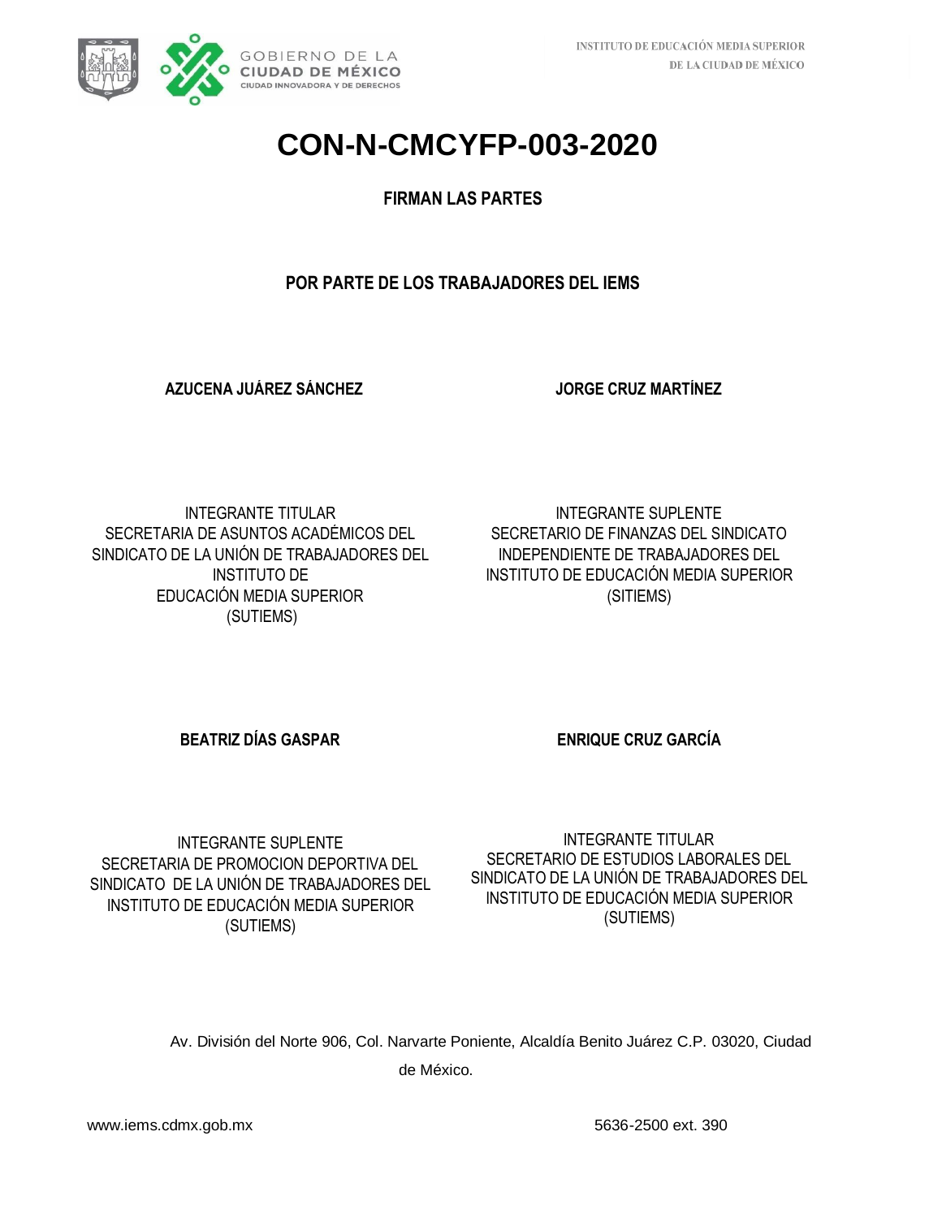# CON-N-CMCYFP-003-2020

**FIRMAN LAS PARTES**

**POR PARTE DE LOS TRABAJADORES DEL IEMS**

**AZUCENA JUÁREZ SÁNCHEZ**

INTEGRANTE TITULAR
SECRETARIA DE ASUNTOS ACADÉMICOS DEL SINDICATO DE LA UNIÓN DE TRABAJADORES DEL INSTITUTO DE EDUCACIÓN MEDIA SUPERIOR (SUTIEMS)

**JORGE CRUZ MARTÍNEZ**

INTEGRANTE SUPLENTE
SECRETARIO DE FINANZAS DEL SINDICATO INDEPENDIENTE DE TRABAJADORES DEL INSTITUTO DE EDUCACIÓN MEDIA SUPERIOR (SITIEMS)

**BEATRIZ DÍAS GASPAR**

INTEGRANTE SUPLENTE
SECRETARIA DE PROMOCION DEPORTIVA DEL SINDICATO DE LA UNIÓN DE TRABAJADORES DEL INSTITUTO DE EDUCACIÓN MEDIA SUPERIOR (SUTIEMS)

**ENRIQUE CRUZ GARCÍA**

INTEGRANTE TITULAR
SECRETARIO DE ESTUDIOS LABORALES DEL SINDICATO DE LA UNIÓN DE TRABAJADORES DEL INSTITUTO DE EDUCACIÓN MEDIA SUPERIOR (SUTIEMS)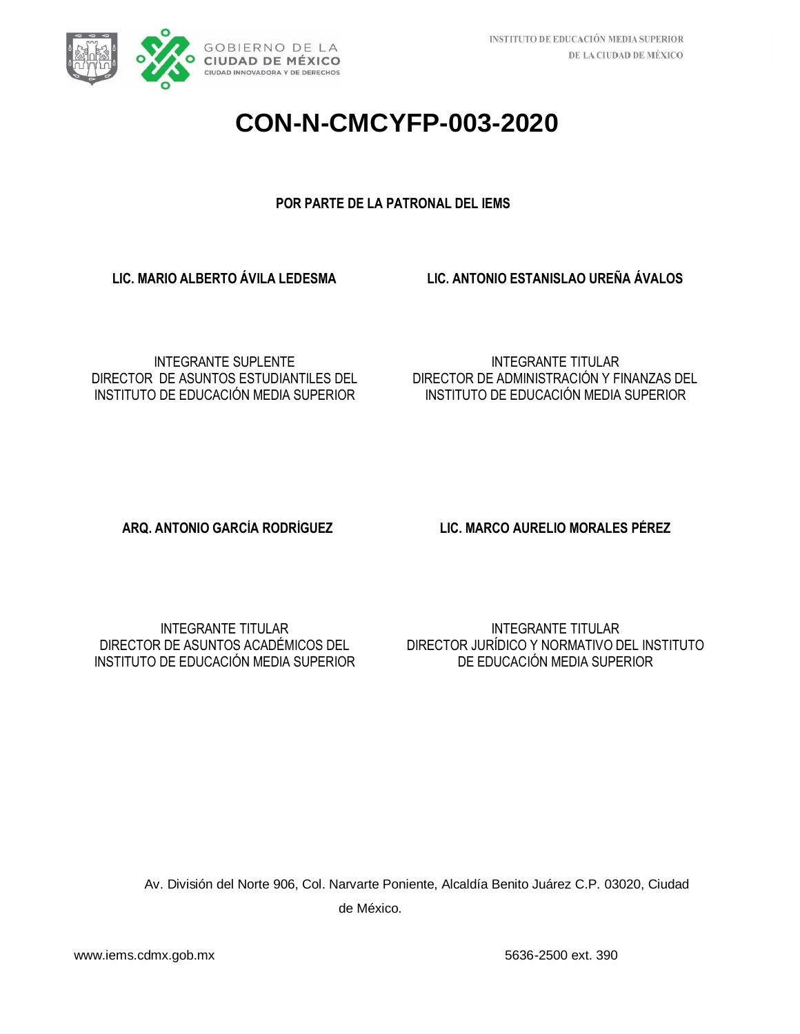# CON-N-CMCYFP-003-2020

**POR PARTE DE LA PATRONAL DEL IEMS**

**LIC. MARIO ALBERTO ÁVILA LEDESMA**

INTEGRANTE SUPLENTE
DIRECTOR DE ASUNTOS ESTUDIANTILES DEL INSTITUTO DE EDUCACIÓN MEDIA SUPERIOR

**LIC. ANTONIO ESTANISLAO UREÑA ÁVALOS**

INTEGRANTE TITULAR
DIRECTOR DE ADMINISTRACIÓN Y FINANZAS DEL INSTITUTO DE EDUCACIÓN MEDIA SUPERIOR

**ARQ. ANTONIO GARCÍA RODRÍGUEZ**

INTEGRANTE TITULAR
DIRECTOR DE ASUNTOS ACADÉMICOS DEL INSTITUTO DE EDUCACIÓN MEDIA SUPERIOR

**LIC. MARCO AURELIO MORALES PÉREZ**

INTEGRANTE TITULAR
DIRECTOR JURÍDICO Y NORMATIVO DEL INSTITUTO DE EDUCACIÓN MEDIA SUPERIOR